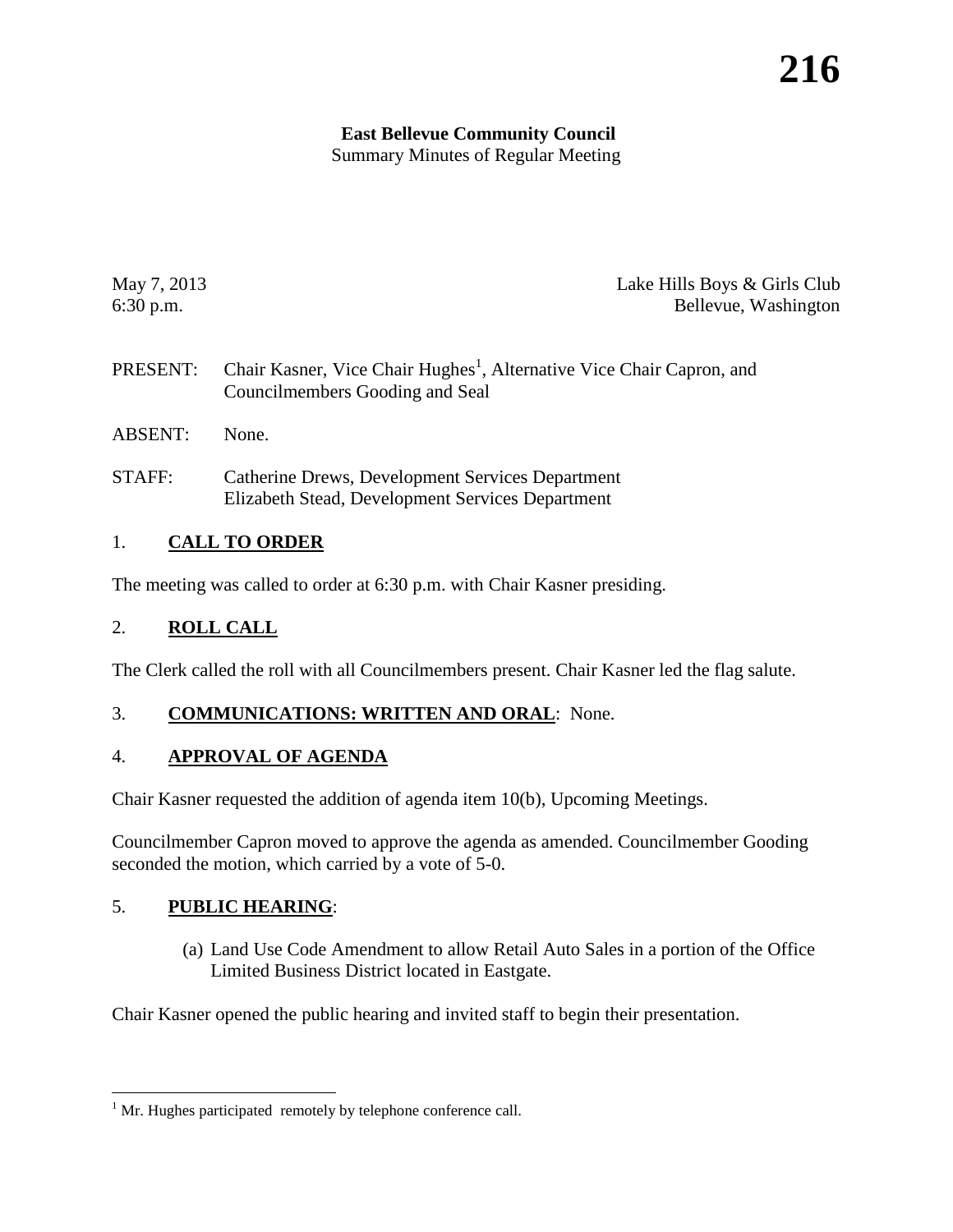**East Bellevue Community Council**
Summary Minutes of Regular Meeting

May 7, 2013
6:30 p.m.

Lake Hills Boys & Girls Club
Bellevue, Washington

PRESENT: Chair Kasner, Vice Chair Hughes[1], Alternative Vice Chair Capron, and Councilmembers Gooding and Seal

ABSENT: None.

STAFF: Catherine Drews, Development Services Department
Elizabeth Stead, Development Services Department

## 1. CALL TO ORDER

The meeting was called to order at 6:30 p.m. with Chair Kasner presiding.

## 2. ROLL CALL

The Clerk called the roll with all Councilmembers present. Chair Kasner led the flag salute.

## 3. COMMUNICATIONS: WRITTEN AND ORAL: None.

## 4. APPROVAL OF AGENDA

Chair Kasner requested the addition of agenda item 10(b), Upcoming Meetings.

Councilmember Capron moved to approve the agenda as amended. Councilmember Gooding seconded the motion, which carried by a vote of 5-0.

## 5. PUBLIC HEARING:

(a) Land Use Code Amendment to allow Retail Auto Sales in a portion of the Office Limited Business District located in Eastgate.

Chair Kasner opened the public hearing and invited staff to begin their presentation.

[1] Mr. Hughes participated remotely by telephone conference call.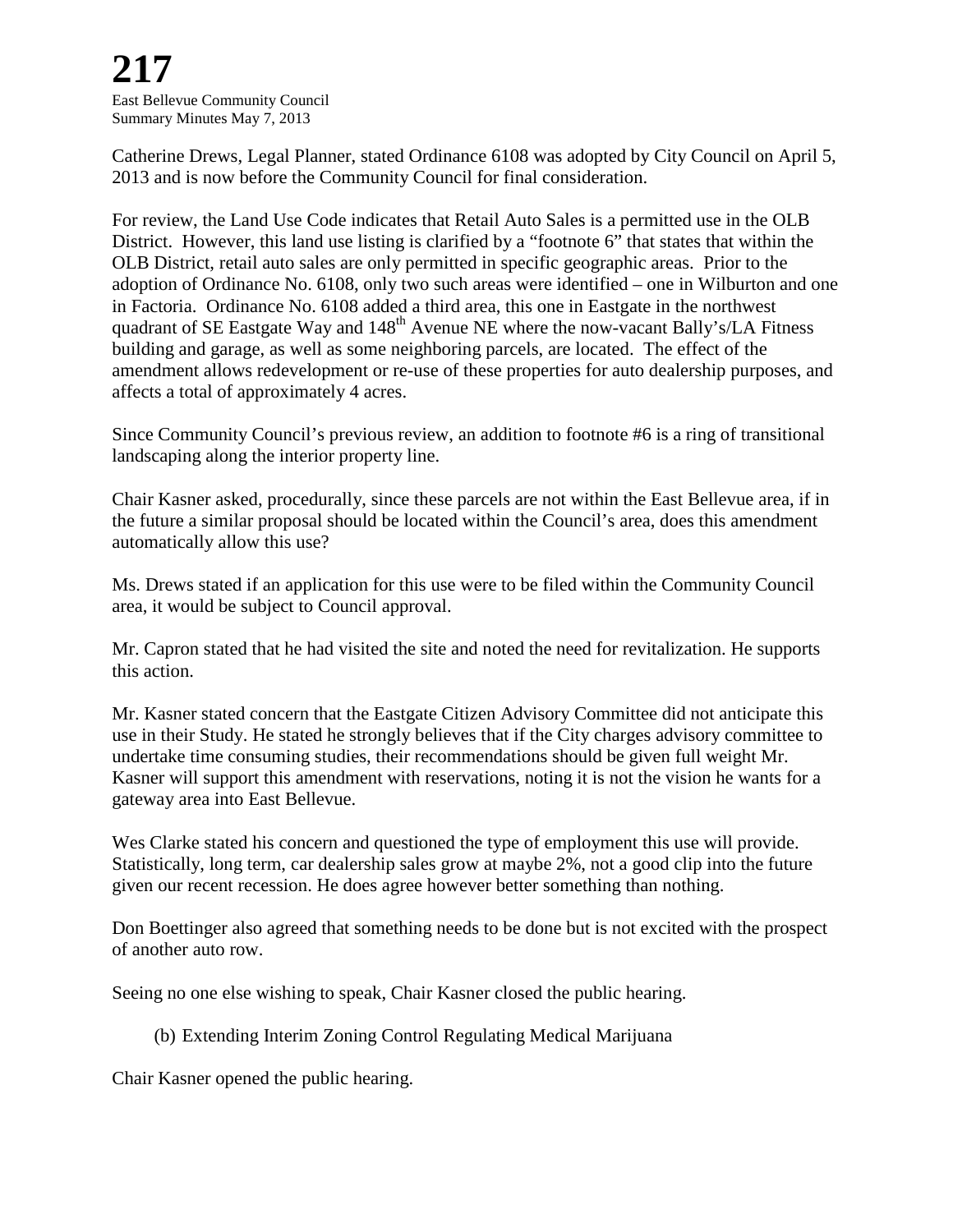Catherine Drews, Legal Planner, stated Ordinance 6108 was adopted by City Council on April 5, 2013 and is now before the Community Council for final consideration.

For review, the Land Use Code indicates that Retail Auto Sales is a permitted use in the OLB District. However, this land use listing is clarified by a "footnote 6" that states that within the OLB District, retail auto sales are only permitted in specific geographic areas. Prior to the adoption of Ordinance No. 6108, only two such areas were identified – one in Wilburton and one in Factoria. Ordinance No. 6108 added a third area, this one in Eastgate in the northwest quadrant of SE Eastgate Way and 148th Avenue NE where the now-vacant Bally's/LA Fitness building and garage, as well as some neighboring parcels, are located. The effect of the amendment allows redevelopment or re-use of these properties for auto dealership purposes, and affects a total of approximately 4 acres.

Since Community Council's previous review, an addition to footnote #6 is a ring of transitional landscaping along the interior property line.

Chair Kasner asked, procedurally, since these parcels are not within the East Bellevue area, if in the future a similar proposal should be located within the Council's area, does this amendment automatically allow this use?

Ms. Drews stated if an application for this use were to be filed within the Community Council area, it would be subject to Council approval.

Mr. Capron stated that he had visited the site and noted the need for revitalization. He supports this action.

Mr. Kasner stated concern that the Eastgate Citizen Advisory Committee did not anticipate this use in their Study. He stated he strongly believes that if the City charges advisory committee to undertake time consuming studies, their recommendations should be given full weight Mr. Kasner will support this amendment with reservations, noting it is not the vision he wants for a gateway area into East Bellevue.

Wes Clarke stated his concern and questioned the type of employment this use will provide. Statistically, long term, car dealership sales grow at maybe 2%, not a good clip into the future given our recent recession. He does agree however better something than nothing.

Don Boettinger also agreed that something needs to be done but is not excited with the prospect of another auto row.

Seeing no one else wishing to speak, Chair Kasner closed the public hearing.

(b) Extending Interim Zoning Control Regulating Medical Marijuana

Chair Kasner opened the public hearing.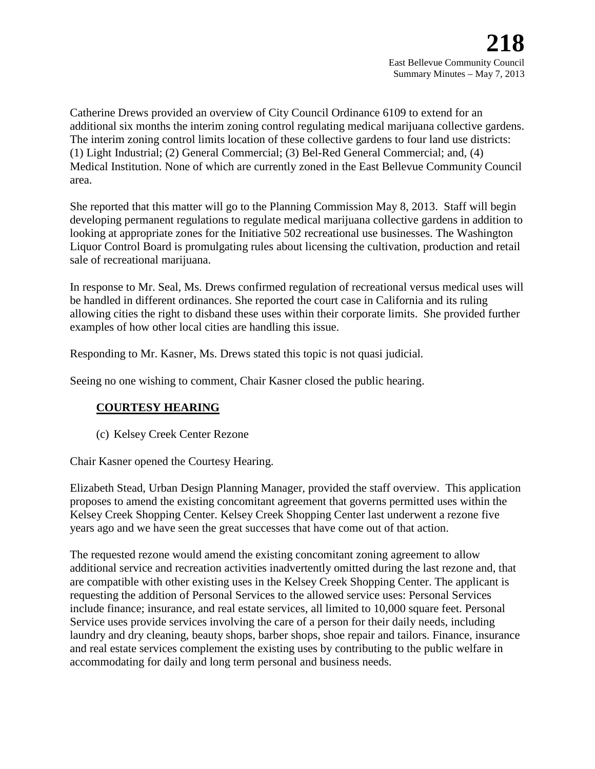Catherine Drews provided an overview of City Council Ordinance 6109 to extend for an additional six months the interim zoning control regulating medical marijuana collective gardens. The interim zoning control limits location of these collective gardens to four land use districts: (1) Light Industrial; (2) General Commercial; (3) Bel-Red General Commercial; and, (4) Medical Institution. None of which are currently zoned in the East Bellevue Community Council area.

She reported that this matter will go to the Planning Commission May 8, 2013. Staff will begin developing permanent regulations to regulate medical marijuana collective gardens in addition to looking at appropriate zones for the Initiative 502 recreational use businesses. The Washington Liquor Control Board is promulgating rules about licensing the cultivation, production and retail sale of recreational marijuana.

In response to Mr. Seal, Ms. Drews confirmed regulation of recreational versus medical uses will be handled in different ordinances. She reported the court case in California and its ruling allowing cities the right to disband these uses within their corporate limits. She provided further examples of how other local cities are handling this issue.

Responding to Mr. Kasner, Ms. Drews stated this topic is not quasi judicial.

Seeing no one wishing to comment, Chair Kasner closed the public hearing.

**COURTESY HEARING**

(c) Kelsey Creek Center Rezone

Chair Kasner opened the Courtesy Hearing.

Elizabeth Stead, Urban Design Planning Manager, provided the staff overview. This application proposes to amend the existing concomitant agreement that governs permitted uses within the Kelsey Creek Shopping Center. Kelsey Creek Shopping Center last underwent a rezone five years ago and we have seen the great successes that have come out of that action.

The requested rezone would amend the existing concomitant zoning agreement to allow additional service and recreation activities inadvertently omitted during the last rezone and, that are compatible with other existing uses in the Kelsey Creek Shopping Center. The applicant is requesting the addition of Personal Services to the allowed service uses: Personal Services include finance; insurance, and real estate services, all limited to 10,000 square feet. Personal Service uses provide services involving the care of a person for their daily needs, including laundry and dry cleaning, beauty shops, barber shops, shoe repair and tailors. Finance, insurance and real estate services complement the existing uses by contributing to the public welfare in accommodating for daily and long term personal and business needs.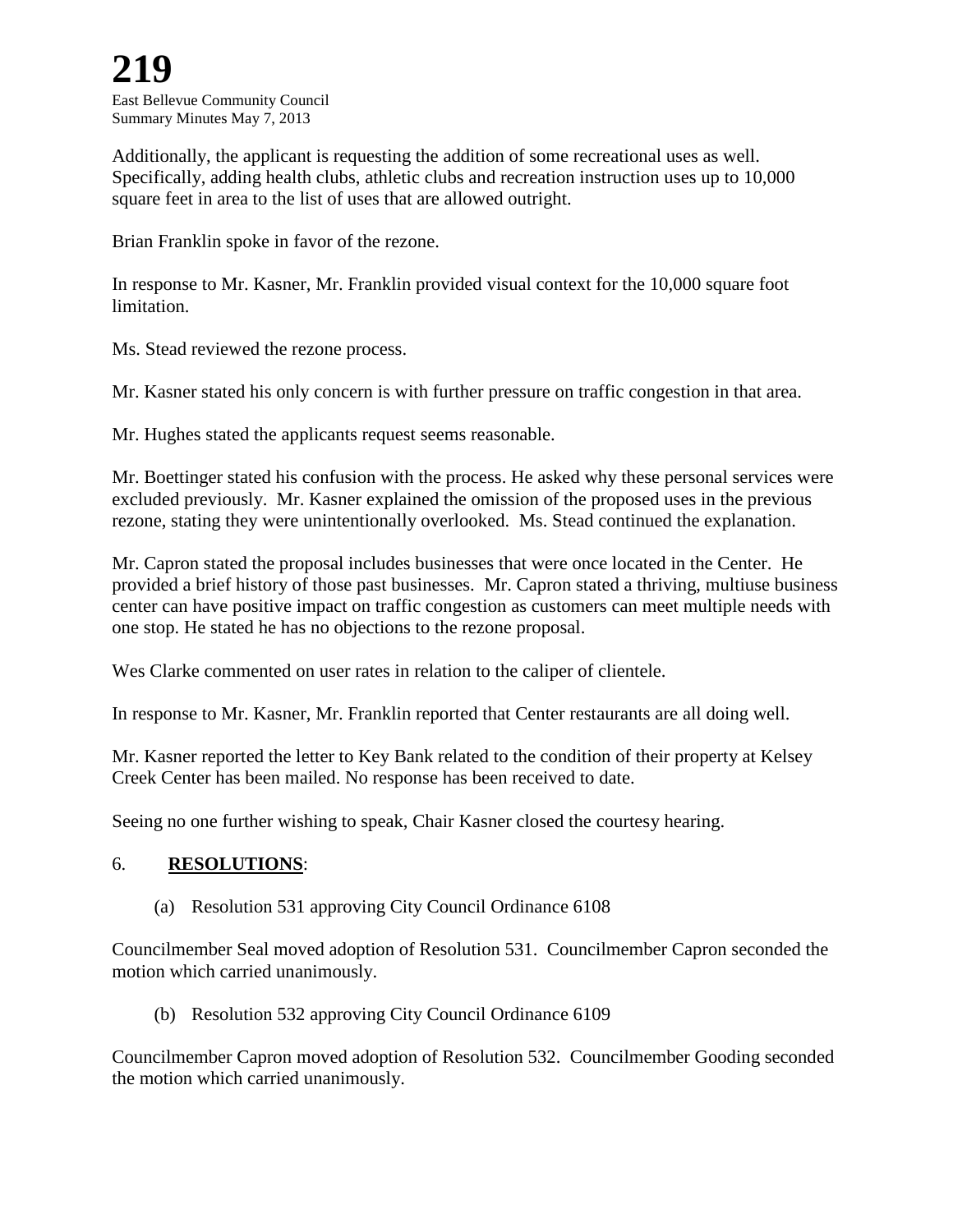Additionally, the applicant is requesting the addition of some recreational uses as well. Specifically, adding health clubs, athletic clubs and recreation instruction uses up to 10,000 square feet in area to the list of uses that are allowed outright.

Brian Franklin spoke in favor of the rezone.

In response to Mr. Kasner, Mr. Franklin provided visual context for the 10,000 square foot limitation.

Ms. Stead reviewed the rezone process.

Mr. Kasner stated his only concern is with further pressure on traffic congestion in that area.

Mr. Hughes stated the applicants request seems reasonable.

Mr. Boettinger stated his confusion with the process. He asked why these personal services were excluded previously. Mr. Kasner explained the omission of the proposed uses in the previous rezone, stating they were unintentionally overlooked. Ms. Stead continued the explanation.

Mr. Capron stated the proposal includes businesses that were once located in the Center. He provided a brief history of those past businesses. Mr. Capron stated a thriving, multiuse business center can have positive impact on traffic congestion as customers can meet multiple needs with one stop. He stated he has no objections to the rezone proposal.

Wes Clarke commented on user rates in relation to the caliper of clientele.

In response to Mr. Kasner, Mr. Franklin reported that Center restaurants are all doing well.

Mr. Kasner reported the letter to Key Bank related to the condition of their property at Kelsey Creek Center has been mailed. No response has been received to date.

Seeing no one further wishing to speak, Chair Kasner closed the courtesy hearing.

## 6. **RESOLUTIONS**:

(a) Resolution 531 approving City Council Ordinance 6108

Councilmember Seal moved adoption of Resolution 531. Councilmember Capron seconded the motion which carried unanimously.

(b) Resolution 532 approving City Council Ordinance 6109

Councilmember Capron moved adoption of Resolution 532. Councilmember Gooding seconded the motion which carried unanimously.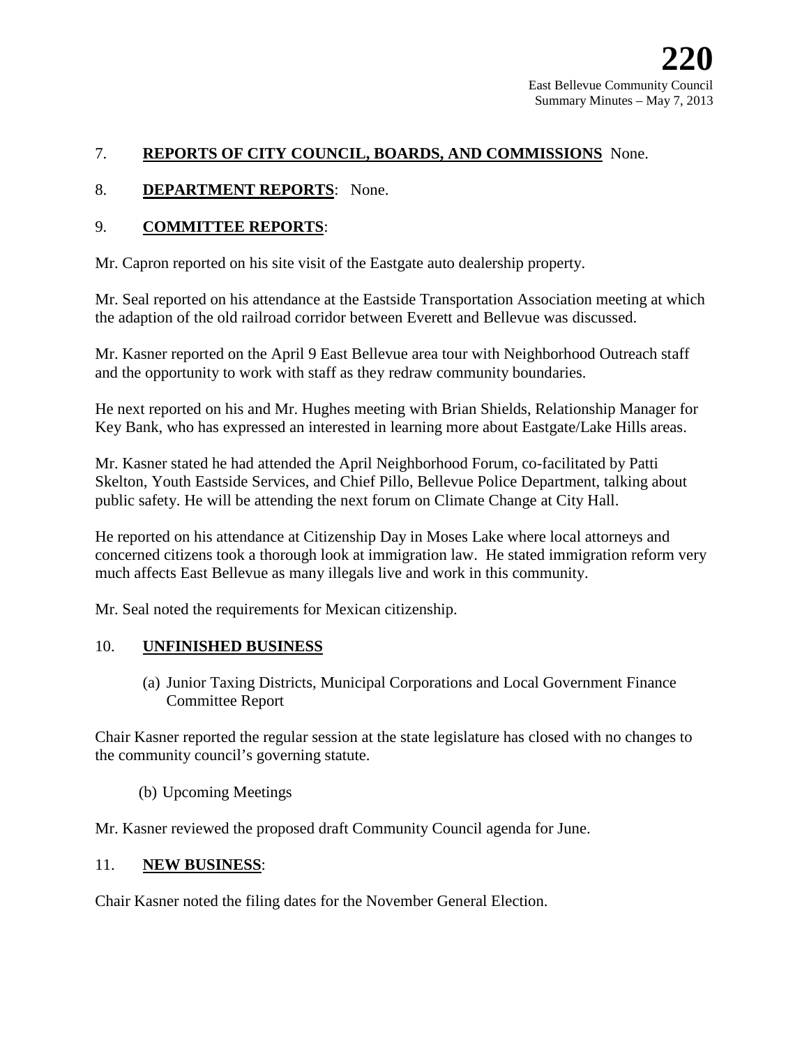7. **REPORTS OF CITY COUNCIL, BOARDS, AND COMMISSIONS** None.

8. **DEPARTMENT REPORTS**: None.

9. **COMMITTEE REPORTS**:

Mr. Capron reported on his site visit of the Eastgate auto dealership property.

Mr. Seal reported on his attendance at the Eastside Transportation Association meeting at which the adaption of the old railroad corridor between Everett and Bellevue was discussed.

Mr. Kasner reported on the April 9 East Bellevue area tour with Neighborhood Outreach staff and the opportunity to work with staff as they redraw community boundaries.

He next reported on his and Mr. Hughes meeting with Brian Shields, Relationship Manager for Key Bank, who has expressed an interested in learning more about Eastgate/Lake Hills areas.

Mr. Kasner stated he had attended the April Neighborhood Forum, co-facilitated by Patti Skelton, Youth Eastside Services, and Chief Pillo, Bellevue Police Department, talking about public safety. He will be attending the next forum on Climate Change at City Hall.

He reported on his attendance at Citizenship Day in Moses Lake where local attorneys and concerned citizens took a thorough look at immigration law. He stated immigration reform very much affects East Bellevue as many illegals live and work in this community.

Mr. Seal noted the requirements for Mexican citizenship.

10. **UNFINISHED BUSINESS**

(a) Junior Taxing Districts, Municipal Corporations and Local Government Finance Committee Report

Chair Kasner reported the regular session at the state legislature has closed with no changes to the community council's governing statute.

(b) Upcoming Meetings

Mr. Kasner reviewed the proposed draft Community Council agenda for June.

11. **NEW BUSINESS**:

Chair Kasner noted the filing dates for the November General Election.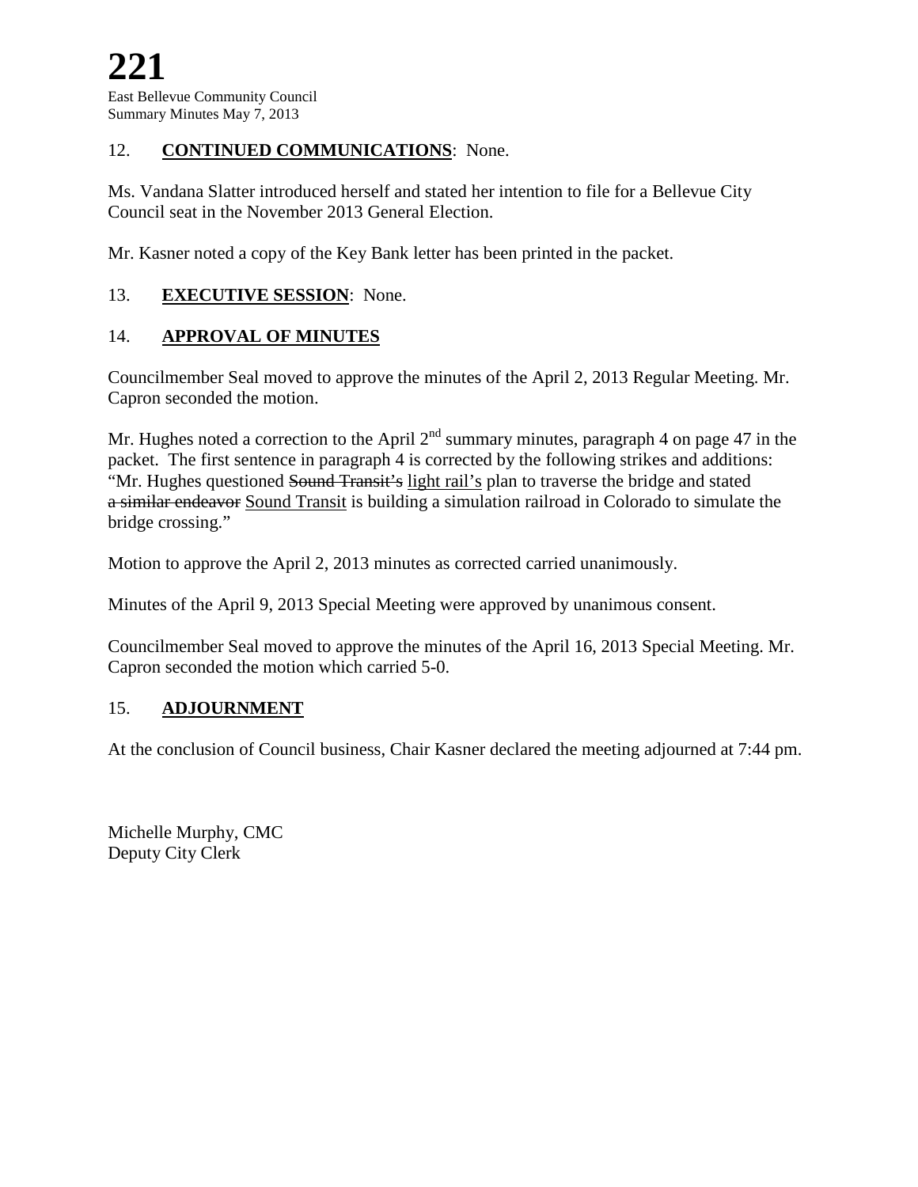12. **CONTINUED COMMUNICATIONS**: None.

Ms. Vandana Slatter introduced herself and stated her intention to file for a Bellevue City Council seat in the November 2013 General Election.

Mr. Kasner noted a copy of the Key Bank letter has been printed in the packet.

13. **EXECUTIVE SESSION**: None.

14. **APPROVAL OF MINUTES**

Councilmember Seal moved to approve the minutes of the April 2, 2013 Regular Meeting. Mr. Capron seconded the motion.

Mr. Hughes noted a correction to the April 2nd summary minutes, paragraph 4 on page 47 in the packet. The first sentence in paragraph 4 is corrected by the following strikes and additions: "Mr. Hughes questioned ~~Sound Transit's~~ light rail's plan to traverse the bridge and stated ~~a similar endeavor~~ Sound Transit is building a simulation railroad in Colorado to simulate the bridge crossing."

Motion to approve the April 2, 2013 minutes as corrected carried unanimously.

Minutes of the April 9, 2013 Special Meeting were approved by unanimous consent.

Councilmember Seal moved to approve the minutes of the April 16, 2013 Special Meeting. Mr. Capron seconded the motion which carried 5-0.

15. **ADJOURNMENT**

At the conclusion of Council business, Chair Kasner declared the meeting adjourned at 7:44 pm.

Michelle Murphy, CMC
Deputy City Clerk